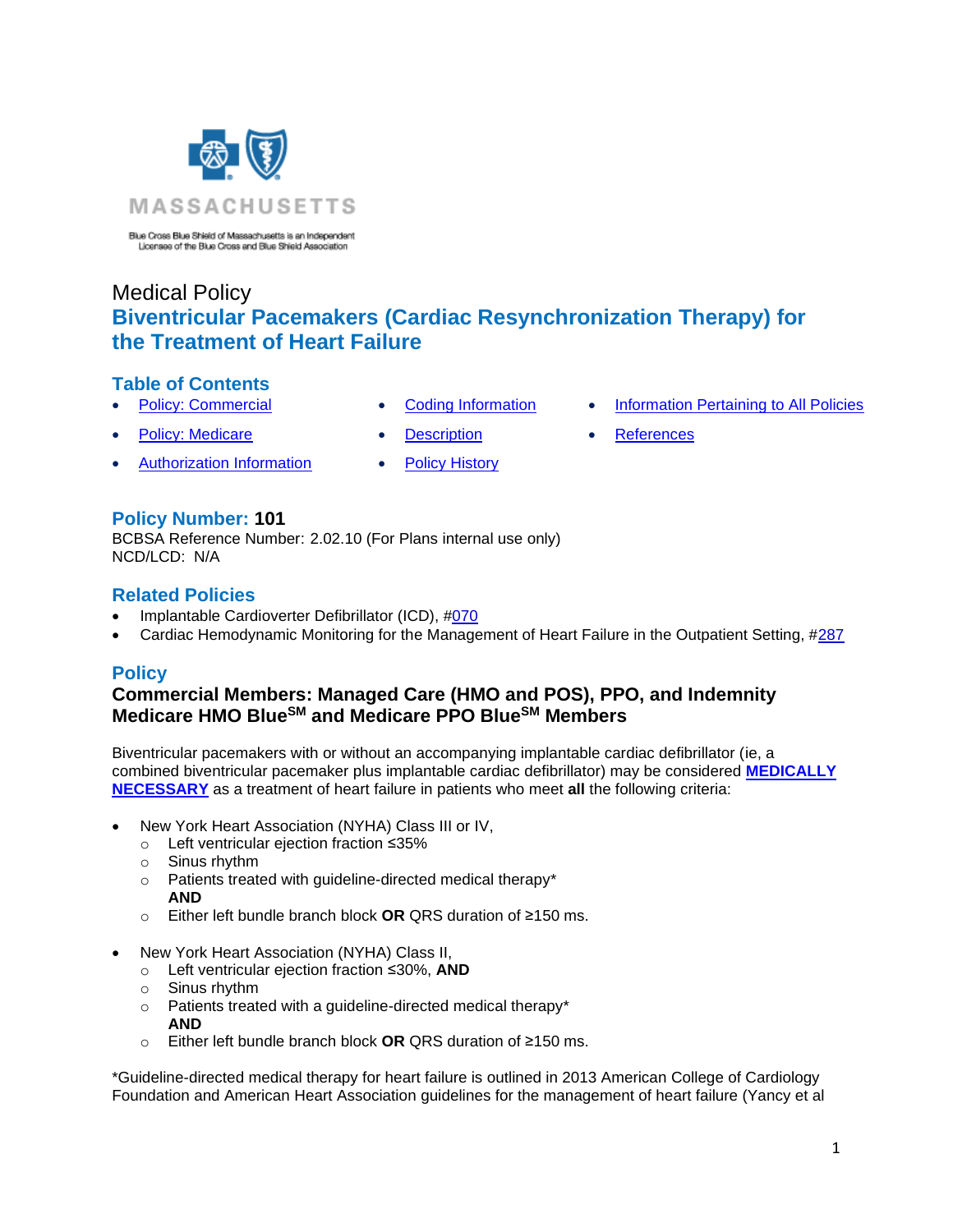MASSACHUSETTS

Blue Cross Blue Shield of Massachusetts is an Independent Licensee of the Blue Cross and Blue Shield Association

# Medical Policy

## Biventricular Pacemakers (Cardiac Resynchronization Therapy) for the Treatment of Heart Failure

### Table of Contents

- Policy: Commercial
- Policy: Medicare
- Authorization Information
- Coding Information
- Description
- Policy History
- Information Pertaining to All Policies
- References

### Policy Number: 101

BCBSA Reference Number: 2.02.10 (For Plans internal use only)
NCD/LCD: N/A

### Related Policies

- Implantable Cardioverter Defibrillator (ICD), #070
- Cardiac Hemodynamic Monitoring for the Management of Heart Failure in the Outpatient Setting, #287

### Policy

**Commercial Members: Managed Care (HMO and POS), PPO, and Indemnity**
**Medicare HMO Blue℠ and Medicare PPO Blue℠ Members**

Biventricular pacemakers with or without an accompanying implantable cardiac defibrillator (ie, a combined biventricular pacemaker plus implantable cardiac defibrillator) may be considered **MEDICALLY NECESSARY** as a treatment of heart failure in patients who meet **all** the following criteria:

- New York Heart Association (NYHA) Class III or IV,
  - Left ventricular ejection fraction ≤35%
  - Sinus rhythm
  - Patients treated with guideline-directed medical therapy*
    **AND**
  - Either left bundle branch block **OR** QRS duration of ≥150 ms.

- New York Heart Association (NYHA) Class II,
  - Left ventricular ejection fraction ≤30%, **AND**
  - Sinus rhythm
  - Patients treated with a guideline-directed medical therapy*
    **AND**
  - Either left bundle branch block **OR** QRS duration of ≥150 ms.

*Guideline-directed medical therapy for heart failure is outlined in 2013 American College of Cardiology Foundation and American Heart Association guidelines for the management of heart failure (Yancy et al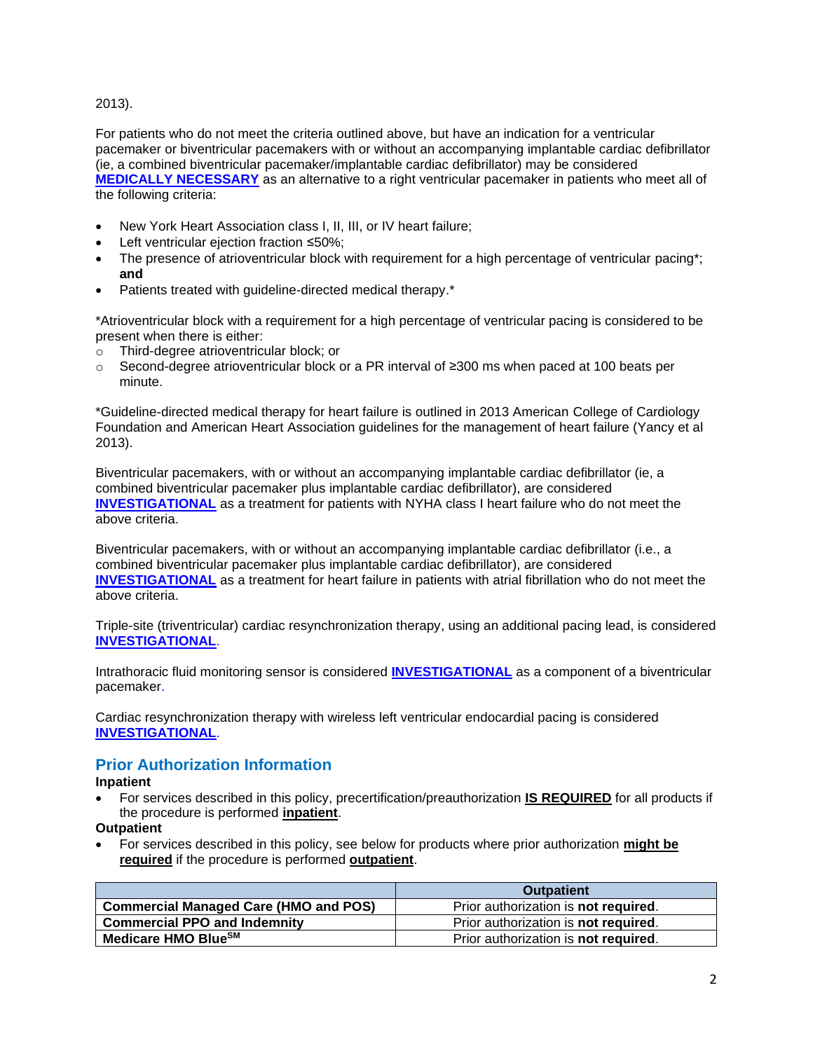2013).

For patients who do not meet the criteria outlined above, but have an indication for a ventricular pacemaker or biventricular pacemakers with or without an accompanying implantable cardiac defibrillator (ie, a combined biventricular pacemaker/implantable cardiac defibrillator) may be considered **MEDICALLY NECESSARY** as an alternative to a right ventricular pacemaker in patients who meet all of the following criteria:

- New York Heart Association class I, II, III, or IV heart failure;
- Left ventricular ejection fraction ≤50%;
- The presence of atrioventricular block with requirement for a high percentage of ventricular pacing*; **and**
- Patients treated with guideline-directed medical therapy.*

*Atrioventricular block with a requirement for a high percentage of ventricular pacing is considered to be present when there is either:

- Third-degree atrioventricular block; or
- Second-degree atrioventricular block or a PR interval of ≥300 ms when paced at 100 beats per minute.

*Guideline-directed medical therapy for heart failure is outlined in 2013 American College of Cardiology Foundation and American Heart Association guidelines for the management of heart failure (Yancy et al 2013).

Biventricular pacemakers, with or without an accompanying implantable cardiac defibrillator (ie, a combined biventricular pacemaker plus implantable cardiac defibrillator), are considered **INVESTIGATIONAL** as a treatment for patients with NYHA class I heart failure who do not meet the above criteria.

Biventricular pacemakers, with or without an accompanying implantable cardiac defibrillator (i.e., a combined biventricular pacemaker plus implantable cardiac defibrillator), are considered **INVESTIGATIONAL** as a treatment for heart failure in patients with atrial fibrillation who do not meet the above criteria.

Triple-site (triventricular) cardiac resynchronization therapy, using an additional pacing lead, is considered **INVESTIGATIONAL**.

Intrathoracic fluid monitoring sensor is considered **INVESTIGATIONAL** as a component of a biventricular pacemaker.

Cardiac resynchronization therapy with wireless left ventricular endocardial pacing is considered **INVESTIGATIONAL**.

## Prior Authorization Information

**Inpatient**

- For services described in this policy, precertification/preauthorization **IS REQUIRED** for all products if the procedure is performed **inpatient**.

**Outpatient**

- For services described in this policy, see below for products where prior authorization **might be required** if the procedure is performed **outpatient**.

| | Outpatient |
|---|---|
| **Commercial Managed Care (HMO and POS)** | Prior authorization is **not required**. |
| **Commercial PPO and Indemnity** | Prior authorization is **not required**. |
| **Medicare HMO Blue℠** | Prior authorization is **not required**. |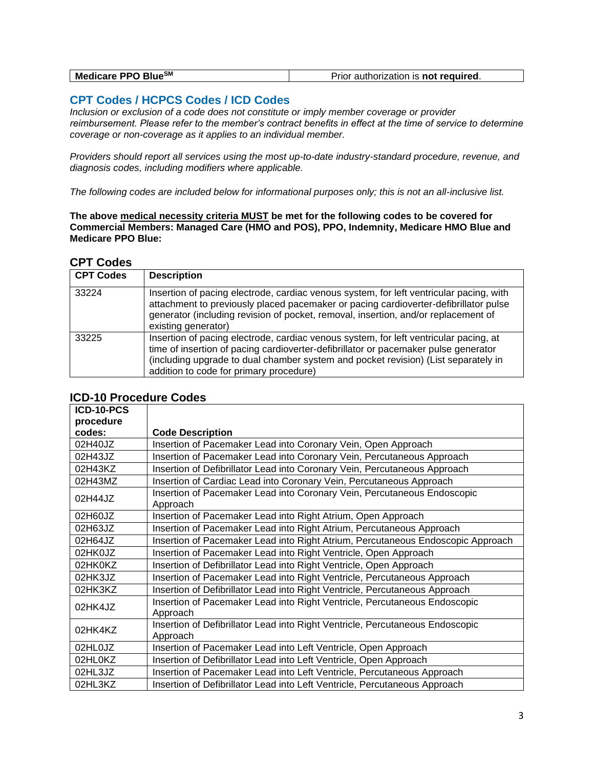| Medicare PPO Blue℠ | Prior authorization is **not required**. |
|---|---|

## CPT Codes / HCPCS Codes / ICD Codes

*Inclusion or exclusion of a code does not constitute or imply member coverage or provider reimbursement. Please refer to the member's contract benefits in effect at the time of service to determine coverage or non-coverage as it applies to an individual member.*

*Providers should report all services using the most up-to-date industry-standard procedure, revenue, and diagnosis codes, including modifiers where applicable.*

*The following codes are included below for informational purposes only; this is not an all-inclusive list.*

**The above medical necessity criteria MUST be met for the following codes to be covered for Commercial Members: Managed Care (HMO and POS), PPO, Indemnity, Medicare HMO Blue and Medicare PPO Blue:**

### CPT Codes

| CPT Codes | Description |
|---|---|
| 33224 | Insertion of pacing electrode, cardiac venous system, for left ventricular pacing, with attachment to previously placed pacemaker or pacing cardioverter-defibrillator pulse generator (including revision of pocket, removal, insertion, and/or replacement of existing generator) |
| 33225 | Insertion of pacing electrode, cardiac venous system, for left ventricular pacing, at time of insertion of pacing cardioverter-defibrillator or pacemaker pulse generator (including upgrade to dual chamber system and pocket revision) (List separately in addition to code for primary procedure) |

### ICD-10 Procedure Codes

| ICD-10-PCS procedure codes: | Code Description |
|---|---|
| 02H40JZ | Insertion of Pacemaker Lead into Coronary Vein, Open Approach |
| 02H43JZ | Insertion of Pacemaker Lead into Coronary Vein, Percutaneous Approach |
| 02H43KZ | Insertion of Defibrillator Lead into Coronary Vein, Percutaneous Approach |
| 02H43MZ | Insertion of Cardiac Lead into Coronary Vein, Percutaneous Approach |
| 02H44JZ | Insertion of Pacemaker Lead into Coronary Vein, Percutaneous Endoscopic Approach |
| 02H60JZ | Insertion of Pacemaker Lead into Right Atrium, Open Approach |
| 02H63JZ | Insertion of Pacemaker Lead into Right Atrium, Percutaneous Approach |
| 02H64JZ | Insertion of Pacemaker Lead into Right Atrium, Percutaneous Endoscopic Approach |
| 02HK0JZ | Insertion of Pacemaker Lead into Right Ventricle, Open Approach |
| 02HK0KZ | Insertion of Defibrillator Lead into Right Ventricle, Open Approach |
| 02HK3JZ | Insertion of Pacemaker Lead into Right Ventricle, Percutaneous Approach |
| 02HK3KZ | Insertion of Defibrillator Lead into Right Ventricle, Percutaneous Approach |
| 02HK4JZ | Insertion of Pacemaker Lead into Right Ventricle, Percutaneous Endoscopic Approach |
| 02HK4KZ | Insertion of Defibrillator Lead into Right Ventricle, Percutaneous Endoscopic Approach |
| 02HL0JZ | Insertion of Pacemaker Lead into Left Ventricle, Open Approach |
| 02HL0KZ | Insertion of Defibrillator Lead into Left Ventricle, Open Approach |
| 02HL3JZ | Insertion of Pacemaker Lead into Left Ventricle, Percutaneous Approach |
| 02HL3KZ | Insertion of Defibrillator Lead into Left Ventricle, Percutaneous Approach |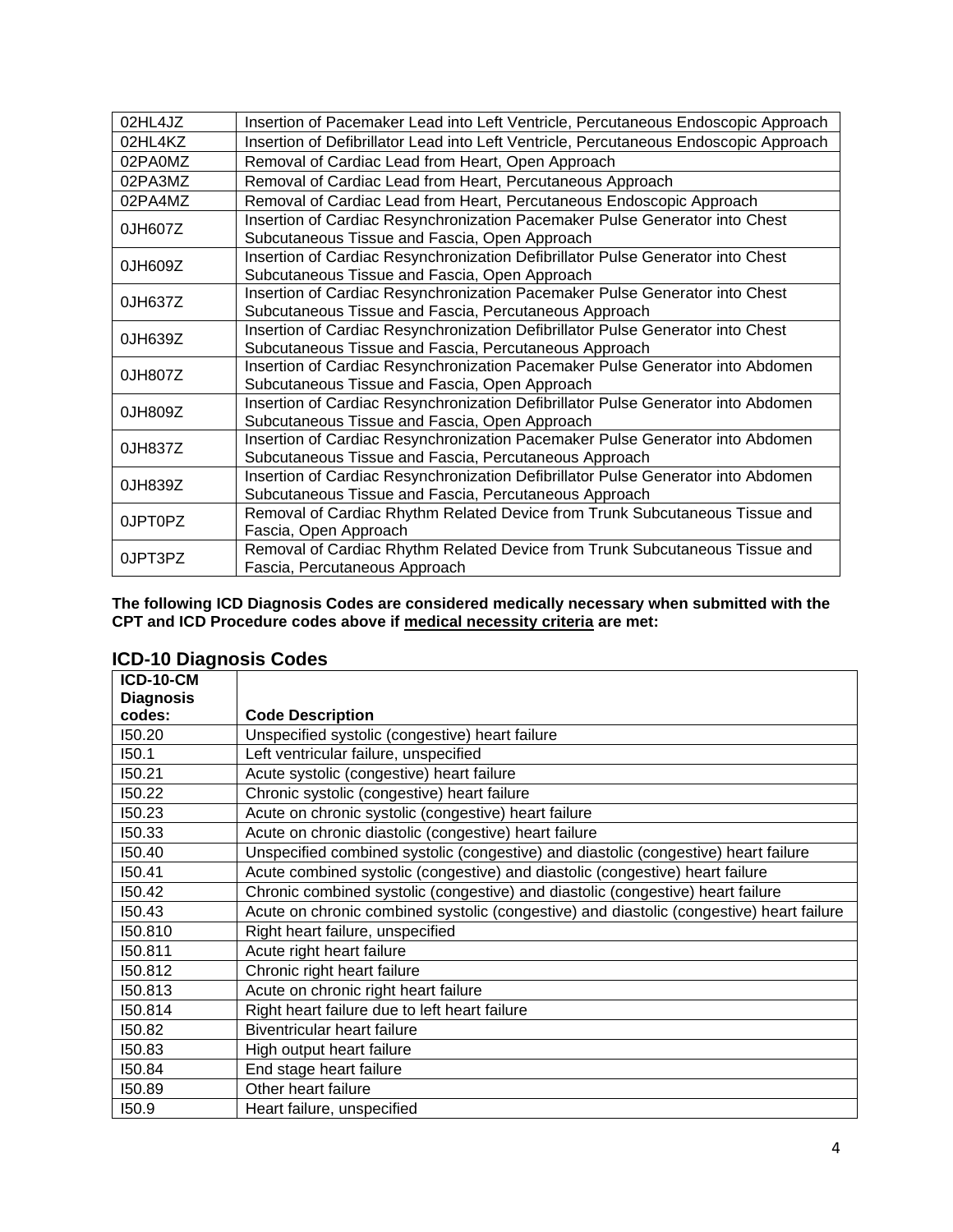| 02HL4JZ | Insertion of Pacemaker Lead into Left Ventricle, Percutaneous Endoscopic Approach |
|---|---|
| 02HL4KZ | Insertion of Defibrillator Lead into Left Ventricle, Percutaneous Endoscopic Approach |
| 02PA0MZ | Removal of Cardiac Lead from Heart, Open Approach |
| 02PA3MZ | Removal of Cardiac Lead from Heart, Percutaneous Approach |
| 02PA4MZ | Removal of Cardiac Lead from Heart, Percutaneous Endoscopic Approach |
| 0JH607Z | Insertion of Cardiac Resynchronization Pacemaker Pulse Generator into Chest Subcutaneous Tissue and Fascia, Open Approach |
| 0JH609Z | Insertion of Cardiac Resynchronization Defibrillator Pulse Generator into Chest Subcutaneous Tissue and Fascia, Open Approach |
| 0JH637Z | Insertion of Cardiac Resynchronization Pacemaker Pulse Generator into Chest Subcutaneous Tissue and Fascia, Percutaneous Approach |
| 0JH639Z | Insertion of Cardiac Resynchronization Defibrillator Pulse Generator into Chest Subcutaneous Tissue and Fascia, Percutaneous Approach |
| 0JH807Z | Insertion of Cardiac Resynchronization Pacemaker Pulse Generator into Abdomen Subcutaneous Tissue and Fascia, Open Approach |
| 0JH809Z | Insertion of Cardiac Resynchronization Defibrillator Pulse Generator into Abdomen Subcutaneous Tissue and Fascia, Open Approach |
| 0JH837Z | Insertion of Cardiac Resynchronization Pacemaker Pulse Generator into Abdomen Subcutaneous Tissue and Fascia, Percutaneous Approach |
| 0JH839Z | Insertion of Cardiac Resynchronization Defibrillator Pulse Generator into Abdomen Subcutaneous Tissue and Fascia, Percutaneous Approach |
| 0JPT0PZ | Removal of Cardiac Rhythm Related Device from Trunk Subcutaneous Tissue and Fascia, Open Approach |
| 0JPT3PZ | Removal of Cardiac Rhythm Related Device from Trunk Subcutaneous Tissue and Fascia, Percutaneous Approach |

**The following ICD Diagnosis Codes are considered medically necessary when submitted with the CPT and ICD Procedure codes above if medical necessity criteria are met:**

## ICD-10 Diagnosis Codes

| ICD-10-CM Diagnosis codes: | Code Description |
|---|---|
| I50.20 | Unspecified systolic (congestive) heart failure |
| I50.1 | Left ventricular failure, unspecified |
| I50.21 | Acute systolic (congestive) heart failure |
| I50.22 | Chronic systolic (congestive) heart failure |
| I50.23 | Acute on chronic systolic (congestive) heart failure |
| I50.33 | Acute on chronic diastolic (congestive) heart failure |
| I50.40 | Unspecified combined systolic (congestive) and diastolic (congestive) heart failure |
| I50.41 | Acute combined systolic (congestive) and diastolic (congestive) heart failure |
| I50.42 | Chronic combined systolic (congestive) and diastolic (congestive) heart failure |
| I50.43 | Acute on chronic combined systolic (congestive) and diastolic (congestive) heart failure |
| I50.810 | Right heart failure, unspecified |
| I50.811 | Acute right heart failure |
| I50.812 | Chronic right heart failure |
| I50.813 | Acute on chronic right heart failure |
| I50.814 | Right heart failure due to left heart failure |
| I50.82 | Biventricular heart failure |
| I50.83 | High output heart failure |
| I50.84 | End stage heart failure |
| I50.89 | Other heart failure |
| I50.9 | Heart failure, unspecified |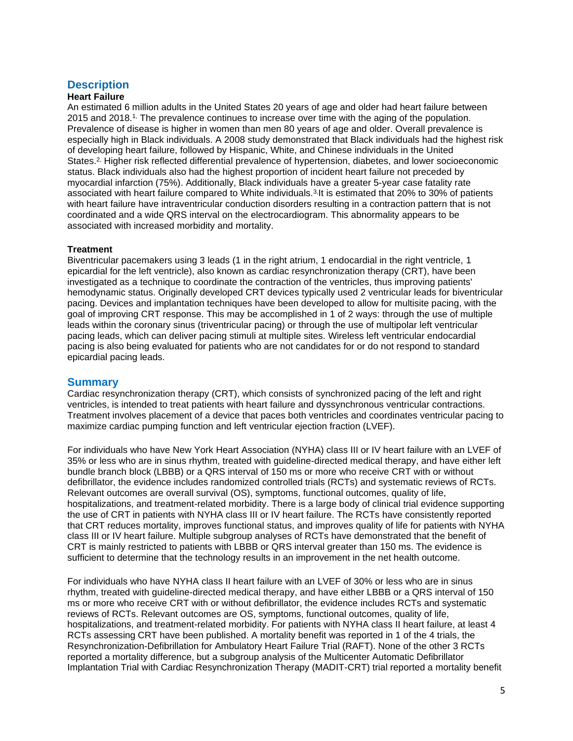## Description

### Heart Failure

An estimated 6 million adults in the United States 20 years of age and older had heart failure between 2015 and 2018.[1] The prevalence continues to increase over time with the aging of the population. Prevalence of disease is higher in women than men 80 years of age and older. Overall prevalence is especially high in Black individuals. A 2008 study demonstrated that Black individuals had the highest risk of developing heart failure, followed by Hispanic, White, and Chinese individuals in the United States.[2] Higher risk reflected differential prevalence of hypertension, diabetes, and lower socioeconomic status. Black individuals also had the highest proportion of incident heart failure not preceded by myocardial infarction (75%). Additionally, Black individuals have a greater 5-year case fatality rate associated with heart failure compared to White individuals.[3] It is estimated that 20% to 30% of patients with heart failure have intraventricular conduction disorders resulting in a contraction pattern that is not coordinated and a wide QRS interval on the electrocardiogram. This abnormality appears to be associated with increased morbidity and mortality.

### Treatment

Biventricular pacemakers using 3 leads (1 in the right atrium, 1 endocardial in the right ventricle, 1 epicardial for the left ventricle), also known as cardiac resynchronization therapy (CRT), have been investigated as a technique to coordinate the contraction of the ventricles, thus improving patients' hemodynamic status. Originally developed CRT devices typically used 2 ventricular leads for biventricular pacing. Devices and implantation techniques have been developed to allow for multisite pacing, with the goal of improving CRT response. This may be accomplished in 1 of 2 ways: through the use of multiple leads within the coronary sinus (triventricular pacing) or through the use of multipolar left ventricular pacing leads, which can deliver pacing stimuli at multiple sites. Wireless left ventricular endocardial pacing is also being evaluated for patients who are not candidates for or do not respond to standard epicardial pacing leads.

## Summary

Cardiac resynchronization therapy (CRT), which consists of synchronized pacing of the left and right ventricles, is intended to treat patients with heart failure and dyssynchronous ventricular contractions. Treatment involves placement of a device that paces both ventricles and coordinates ventricular pacing to maximize cardiac pumping function and left ventricular ejection fraction (LVEF).

For individuals who have New York Heart Association (NYHA) class III or IV heart failure with an LVEF of 35% or less who are in sinus rhythm, treated with guideline-directed medical therapy, and have either left bundle branch block (LBBB) or a QRS interval of 150 ms or more who receive CRT with or without defibrillator, the evidence includes randomized controlled trials (RCTs) and systematic reviews of RCTs. Relevant outcomes are overall survival (OS), symptoms, functional outcomes, quality of life, hospitalizations, and treatment-related morbidity. There is a large body of clinical trial evidence supporting the use of CRT in patients with NYHA class III or IV heart failure. The RCTs have consistently reported that CRT reduces mortality, improves functional status, and improves quality of life for patients with NYHA class III or IV heart failure. Multiple subgroup analyses of RCTs have demonstrated that the benefit of CRT is mainly restricted to patients with LBBB or QRS interval greater than 150 ms. The evidence is sufficient to determine that the technology results in an improvement in the net health outcome.

For individuals who have NYHA class II heart failure with an LVEF of 30% or less who are in sinus rhythm, treated with guideline-directed medical therapy, and have either LBBB or a QRS interval of 150 ms or more who receive CRT with or without defibrillator, the evidence includes RCTs and systematic reviews of RCTs. Relevant outcomes are OS, symptoms, functional outcomes, quality of life, hospitalizations, and treatment-related morbidity. For patients with NYHA class II heart failure, at least 4 RCTs assessing CRT have been published. A mortality benefit was reported in 1 of the 4 trials, the Resynchronization-Defibrillation for Ambulatory Heart Failure Trial (RAFT). None of the other 3 RCTs reported a mortality difference, but a subgroup analysis of the Multicenter Automatic Defibrillator Implantation Trial with Cardiac Resynchronization Therapy (MADIT-CRT) trial reported a mortality benefit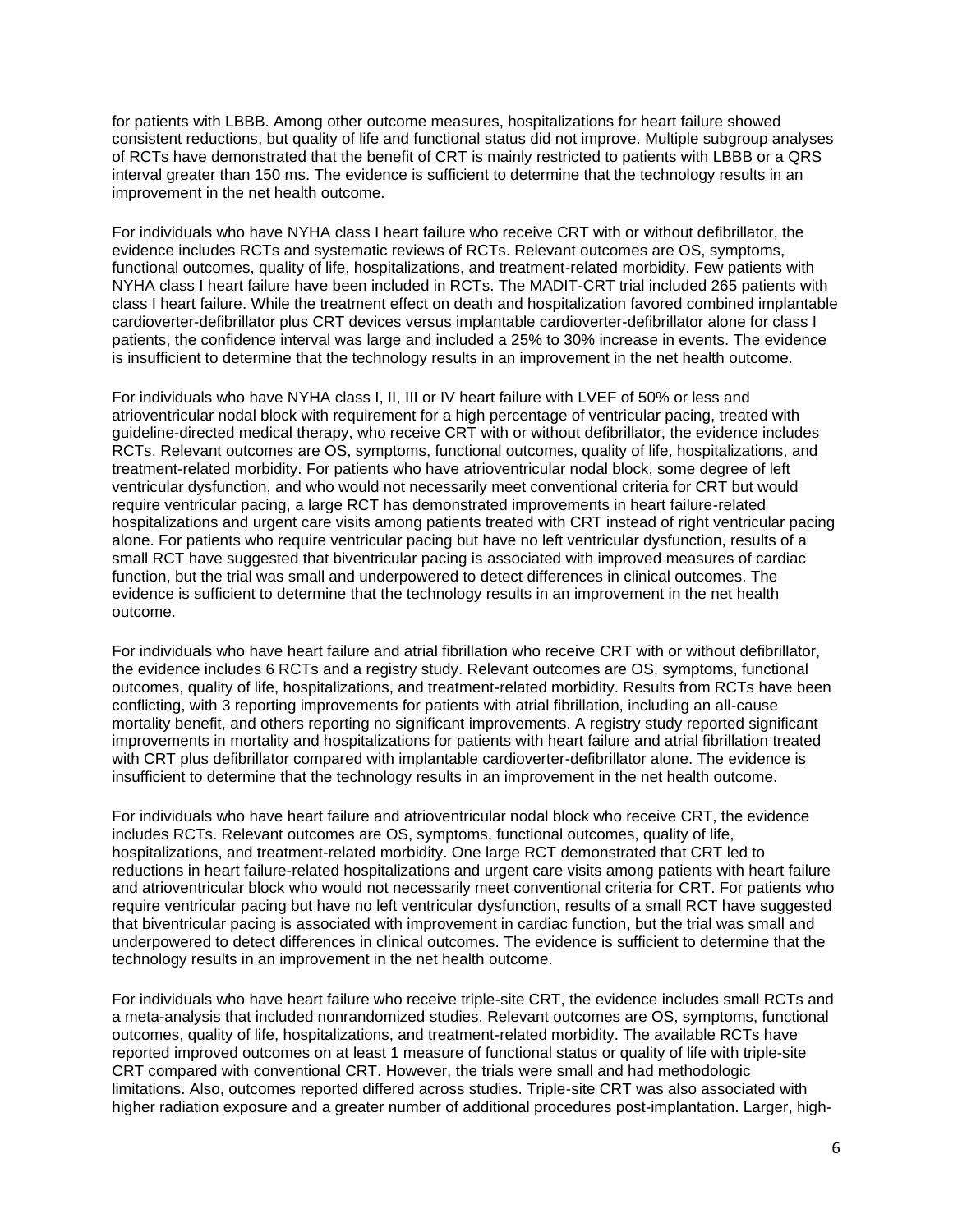for patients with LBBB. Among other outcome measures, hospitalizations for heart failure showed consistent reductions, but quality of life and functional status did not improve. Multiple subgroup analyses of RCTs have demonstrated that the benefit of CRT is mainly restricted to patients with LBBB or a QRS interval greater than 150 ms. The evidence is sufficient to determine that the technology results in an improvement in the net health outcome.

For individuals who have NYHA class I heart failure who receive CRT with or without defibrillator, the evidence includes RCTs and systematic reviews of RCTs. Relevant outcomes are OS, symptoms, functional outcomes, quality of life, hospitalizations, and treatment-related morbidity. Few patients with NYHA class I heart failure have been included in RCTs. The MADIT-CRT trial included 265 patients with class I heart failure. While the treatment effect on death and hospitalization favored combined implantable cardioverter-defibrillator plus CRT devices versus implantable cardioverter-defibrillator alone for class I patients, the confidence interval was large and included a 25% to 30% increase in events. The evidence is insufficient to determine that the technology results in an improvement in the net health outcome.

For individuals who have NYHA class I, II, III or IV heart failure with LVEF of 50% or less and atrioventricular nodal block with requirement for a high percentage of ventricular pacing, treated with guideline-directed medical therapy, who receive CRT with or without defibrillator, the evidence includes RCTs. Relevant outcomes are OS, symptoms, functional outcomes, quality of life, hospitalizations, and treatment-related morbidity. For patients who have atrioventricular nodal block, some degree of left ventricular dysfunction, and who would not necessarily meet conventional criteria for CRT but would require ventricular pacing, a large RCT has demonstrated improvements in heart failure-related hospitalizations and urgent care visits among patients treated with CRT instead of right ventricular pacing alone. For patients who require ventricular pacing but have no left ventricular dysfunction, results of a small RCT have suggested that biventricular pacing is associated with improved measures of cardiac function, but the trial was small and underpowered to detect differences in clinical outcomes. The evidence is sufficient to determine that the technology results in an improvement in the net health outcome.

For individuals who have heart failure and atrial fibrillation who receive CRT with or without defibrillator, the evidence includes 6 RCTs and a registry study. Relevant outcomes are OS, symptoms, functional outcomes, quality of life, hospitalizations, and treatment-related morbidity. Results from RCTs have been conflicting, with 3 reporting improvements for patients with atrial fibrillation, including an all-cause mortality benefit, and others reporting no significant improvements. A registry study reported significant improvements in mortality and hospitalizations for patients with heart failure and atrial fibrillation treated with CRT plus defibrillator compared with implantable cardioverter-defibrillator alone. The evidence is insufficient to determine that the technology results in an improvement in the net health outcome.

For individuals who have heart failure and atrioventricular nodal block who receive CRT, the evidence includes RCTs. Relevant outcomes are OS, symptoms, functional outcomes, quality of life, hospitalizations, and treatment-related morbidity. One large RCT demonstrated that CRT led to reductions in heart failure-related hospitalizations and urgent care visits among patients with heart failure and atrioventricular block who would not necessarily meet conventional criteria for CRT. For patients who require ventricular pacing but have no left ventricular dysfunction, results of a small RCT have suggested that biventricular pacing is associated with improvement in cardiac function, but the trial was small and underpowered to detect differences in clinical outcomes. The evidence is sufficient to determine that the technology results in an improvement in the net health outcome.

For individuals who have heart failure who receive triple-site CRT, the evidence includes small RCTs and a meta-analysis that included nonrandomized studies. Relevant outcomes are OS, symptoms, functional outcomes, quality of life, hospitalizations, and treatment-related morbidity. The available RCTs have reported improved outcomes on at least 1 measure of functional status or quality of life with triple-site CRT compared with conventional CRT. However, the trials were small and had methodologic limitations. Also, outcomes reported differed across studies. Triple-site CRT was also associated with higher radiation exposure and a greater number of additional procedures post-implantation. Larger, high-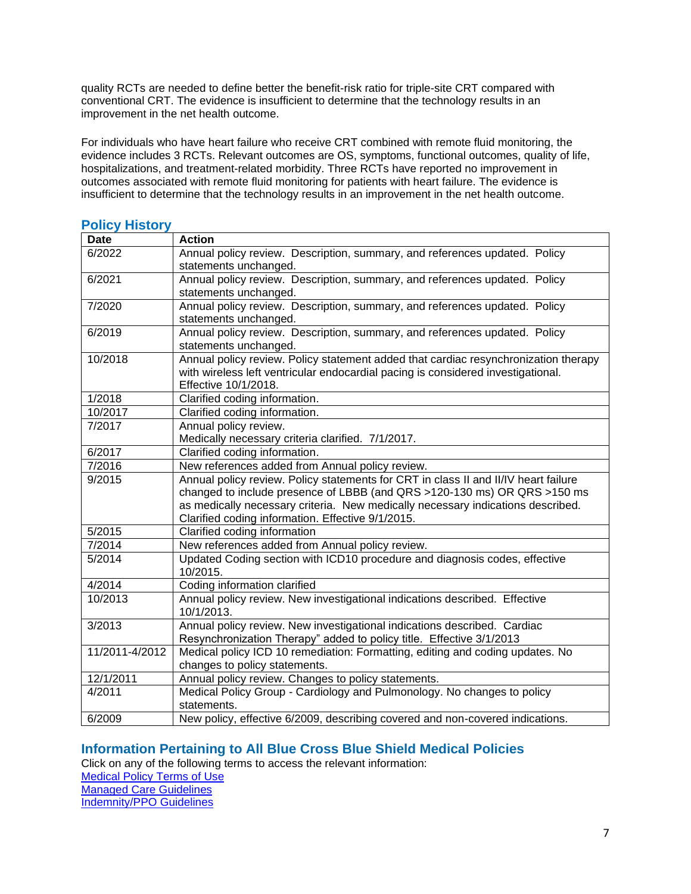quality RCTs are needed to define better the benefit-risk ratio for triple-site CRT compared with conventional CRT. The evidence is insufficient to determine that the technology results in an improvement in the net health outcome.

For individuals who have heart failure who receive CRT combined with remote fluid monitoring, the evidence includes 3 RCTs. Relevant outcomes are OS, symptoms, functional outcomes, quality of life, hospitalizations, and treatment-related morbidity. Three RCTs have reported no improvement in outcomes associated with remote fluid monitoring for patients with heart failure. The evidence is insufficient to determine that the technology results in an improvement in the net health outcome.

## Policy History

| Date | Action |
|---|---|
| 6/2022 | Annual policy review. Description, summary, and references updated. Policy statements unchanged. |
| 6/2021 | Annual policy review. Description, summary, and references updated. Policy statements unchanged. |
| 7/2020 | Annual policy review. Description, summary, and references updated. Policy statements unchanged. |
| 6/2019 | Annual policy review. Description, summary, and references updated. Policy statements unchanged. |
| 10/2018 | Annual policy review. Policy statement added that cardiac resynchronization therapy with wireless left ventricular endocardial pacing is considered investigational. Effective 10/1/2018. |
| 1/2018 | Clarified coding information. |
| 10/2017 | Clarified coding information. |
| 7/2017 | Annual policy review. Medically necessary criteria clarified. 7/1/2017. |
| 6/2017 | Clarified coding information. |
| 7/2016 | New references added from Annual policy review. |
| 9/2015 | Annual policy review. Policy statements for CRT in class II and II/IV heart failure changed to include presence of LBBB (and QRS >120-130 ms) OR QRS >150 ms as medically necessary criteria. New medically necessary indications described. Clarified coding information. Effective 9/1/2015. |
| 5/2015 | Clarified coding information |
| 7/2014 | New references added from Annual policy review. |
| 5/2014 | Updated Coding section with ICD10 procedure and diagnosis codes, effective 10/2015. |
| 4/2014 | Coding information clarified |
| 10/2013 | Annual policy review. New investigational indications described. Effective 10/1/2013. |
| 3/2013 | Annual policy review. New investigational indications described. Cardiac Resynchronization Therapy" added to policy title. Effective 3/1/2013 |
| 11/2011-4/2012 | Medical policy ICD 10 remediation: Formatting, editing and coding updates. No changes to policy statements. |
| 12/1/2011 | Annual policy review. Changes to policy statements. |
| 4/2011 | Medical Policy Group - Cardiology and Pulmonology. No changes to policy statements. |
| 6/2009 | New policy, effective 6/2009, describing covered and non-covered indications. |

## Information Pertaining to All Blue Cross Blue Shield Medical Policies

Click on any of the following terms to access the relevant information:

Medical Policy Terms of Use

Managed Care Guidelines

Indemnity/PPO Guidelines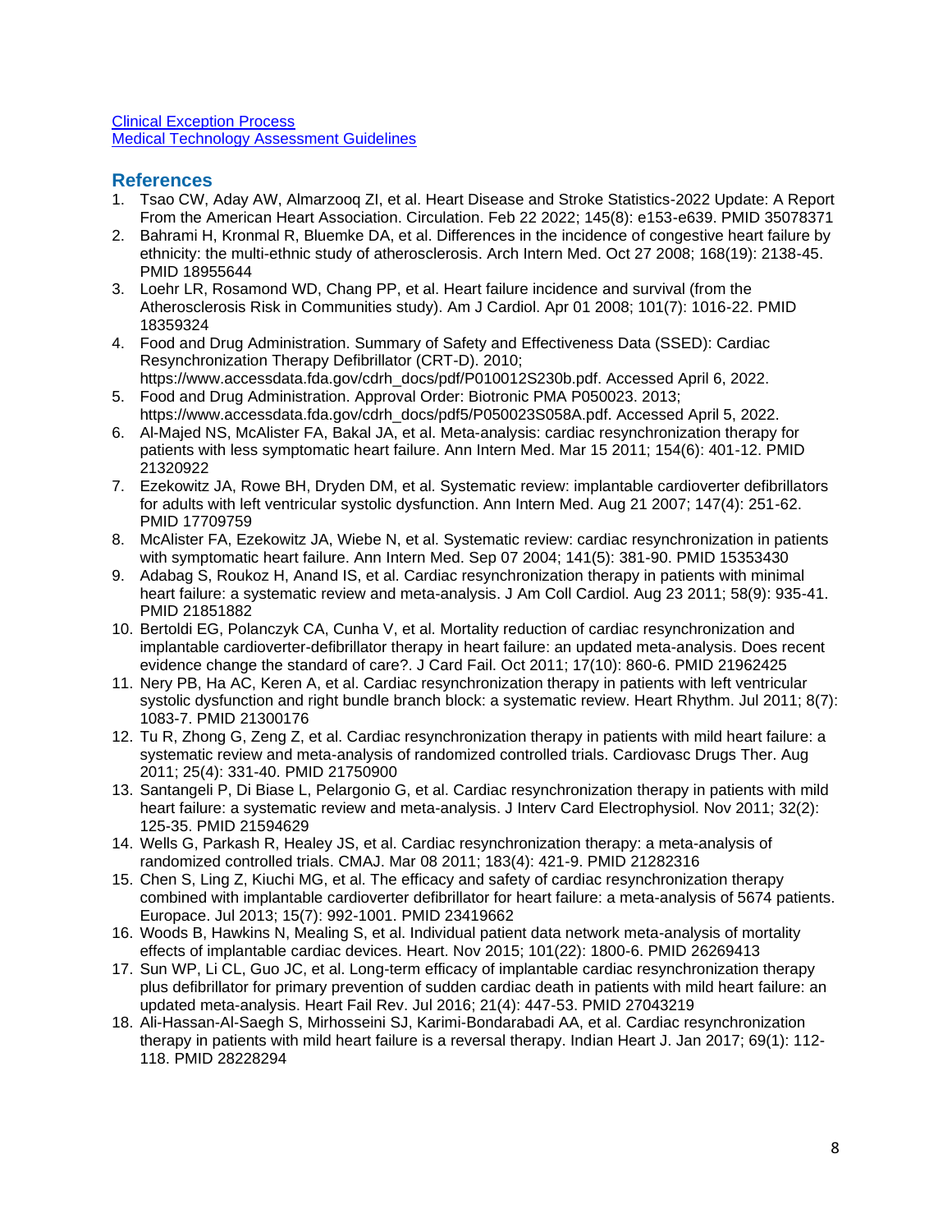[Clinical Exception Process](#)
[Medical Technology Assessment Guidelines](#)

## References

1. Tsao CW, Aday AW, Almarzooq ZI, et al. Heart Disease and Stroke Statistics-2022 Update: A Report From the American Heart Association. Circulation. Feb 22 2022; 145(8): e153-e639. PMID 35078371
2. Bahrami H, Kronmal R, Bluemke DA, et al. Differences in the incidence of congestive heart failure by ethnicity: the multi-ethnic study of atherosclerosis. Arch Intern Med. Oct 27 2008; 168(19): 2138-45. PMID 18955644
3. Loehr LR, Rosamond WD, Chang PP, et al. Heart failure incidence and survival (from the Atherosclerosis Risk in Communities study). Am J Cardiol. Apr 01 2008; 101(7): 1016-22. PMID 18359324
4. Food and Drug Administration. Summary of Safety and Effectiveness Data (SSED): Cardiac Resynchronization Therapy Defibrillator (CRT-D). 2010; https://www.accessdata.fda.gov/cdrh_docs/pdf/P010012S230b.pdf. Accessed April 6, 2022.
5. Food and Drug Administration. Approval Order: Biotronic PMA P050023. 2013; https://www.accessdata.fda.gov/cdrh_docs/pdf5/P050023S058A.pdf. Accessed April 5, 2022.
6. Al-Majed NS, McAlister FA, Bakal JA, et al. Meta-analysis: cardiac resynchronization therapy for patients with less symptomatic heart failure. Ann Intern Med. Mar 15 2011; 154(6): 401-12. PMID 21320922
7. Ezekowitz JA, Rowe BH, Dryden DM, et al. Systematic review: implantable cardioverter defibrillators for adults with left ventricular systolic dysfunction. Ann Intern Med. Aug 21 2007; 147(4): 251-62. PMID 17709759
8. McAlister FA, Ezekowitz JA, Wiebe N, et al. Systematic review: cardiac resynchronization in patients with symptomatic heart failure. Ann Intern Med. Sep 07 2004; 141(5): 381-90. PMID 15353430
9. Adabag S, Roukoz H, Anand IS, et al. Cardiac resynchronization therapy in patients with minimal heart failure: a systematic review and meta-analysis. J Am Coll Cardiol. Aug 23 2011; 58(9): 935-41. PMID 21851882
10. Bertoldi EG, Polanczyk CA, Cunha V, et al. Mortality reduction of cardiac resynchronization and implantable cardioverter-defibrillator therapy in heart failure: an updated meta-analysis. Does recent evidence change the standard of care?. J Card Fail. Oct 2011; 17(10): 860-6. PMID 21962425
11. Nery PB, Ha AC, Keren A, et al. Cardiac resynchronization therapy in patients with left ventricular systolic dysfunction and right bundle branch block: a systematic review. Heart Rhythm. Jul 2011; 8(7): 1083-7. PMID 21300176
12. Tu R, Zhong G, Zeng Z, et al. Cardiac resynchronization therapy in patients with mild heart failure: a systematic review and meta-analysis of randomized controlled trials. Cardiovasc Drugs Ther. Aug 2011; 25(4): 331-40. PMID 21750900
13. Santangeli P, Di Biase L, Pelargonio G, et al. Cardiac resynchronization therapy in patients with mild heart failure: a systematic review and meta-analysis. J Interv Card Electrophysiol. Nov 2011; 32(2): 125-35. PMID 21594629
14. Wells G, Parkash R, Healey JS, et al. Cardiac resynchronization therapy: a meta-analysis of randomized controlled trials. CMAJ. Mar 08 2011; 183(4): 421-9. PMID 21282316
15. Chen S, Ling Z, Kiuchi MG, et al. The efficacy and safety of cardiac resynchronization therapy combined with implantable cardioverter defibrillator for heart failure: a meta-analysis of 5674 patients. Europace. Jul 2013; 15(7): 992-1001. PMID 23419662
16. Woods B, Hawkins N, Mealing S, et al. Individual patient data network meta-analysis of mortality effects of implantable cardiac devices. Heart. Nov 2015; 101(22): 1800-6. PMID 26269413
17. Sun WP, Li CL, Guo JC, et al. Long-term efficacy of implantable cardiac resynchronization therapy plus defibrillator for primary prevention of sudden cardiac death in patients with mild heart failure: an updated meta-analysis. Heart Fail Rev. Jul 2016; 21(4): 447-53. PMID 27043219
18. Ali-Hassan-Al-Saegh S, Mirhosseini SJ, Karimi-Bondarabadi AA, et al. Cardiac resynchronization therapy in patients with mild heart failure is a reversal therapy. Indian Heart J. Jan 2017; 69(1): 112-118. PMID 28228294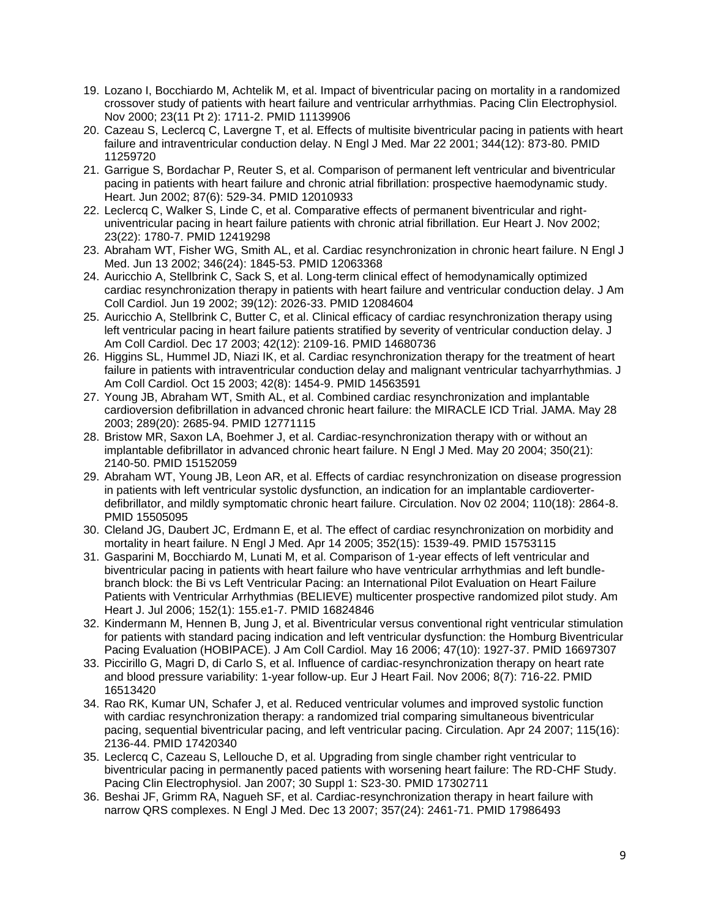19. Lozano I, Bocchiardo M, Achtelik M, et al. Impact of biventricular pacing on mortality in a randomized crossover study of patients with heart failure and ventricular arrhythmias. Pacing Clin Electrophysiol. Nov 2000; 23(11 Pt 2): 1711-2. PMID 11139906
20. Cazeau S, Leclercq C, Lavergne T, et al. Effects of multisite biventricular pacing in patients with heart failure and intraventricular conduction delay. N Engl J Med. Mar 22 2001; 344(12): 873-80. PMID 11259720
21. Garrigue S, Bordachar P, Reuter S, et al. Comparison of permanent left ventricular and biventricular pacing in patients with heart failure and chronic atrial fibrillation: prospective haemodynamic study. Heart. Jun 2002; 87(6): 529-34. PMID 12010933
22. Leclercq C, Walker S, Linde C, et al. Comparative effects of permanent biventricular and right-univentricular pacing in heart failure patients with chronic atrial fibrillation. Eur Heart J. Nov 2002; 23(22): 1780-7. PMID 12419298
23. Abraham WT, Fisher WG, Smith AL, et al. Cardiac resynchronization in chronic heart failure. N Engl J Med. Jun 13 2002; 346(24): 1845-53. PMID 12063368
24. Auricchio A, Stellbrink C, Sack S, et al. Long-term clinical effect of hemodynamically optimized cardiac resynchronization therapy in patients with heart failure and ventricular conduction delay. J Am Coll Cardiol. Jun 19 2002; 39(12): 2026-33. PMID 12084604
25. Auricchio A, Stellbrink C, Butter C, et al. Clinical efficacy of cardiac resynchronization therapy using left ventricular pacing in heart failure patients stratified by severity of ventricular conduction delay. J Am Coll Cardiol. Dec 17 2003; 42(12): 2109-16. PMID 14680736
26. Higgins SL, Hummel JD, Niazi IK, et al. Cardiac resynchronization therapy for the treatment of heart failure in patients with intraventricular conduction delay and malignant ventricular tachyarrhythmias. J Am Coll Cardiol. Oct 15 2003; 42(8): 1454-9. PMID 14563591
27. Young JB, Abraham WT, Smith AL, et al. Combined cardiac resynchronization and implantable cardioversion defibrillation in advanced chronic heart failure: the MIRACLE ICD Trial. JAMA. May 28 2003; 289(20): 2685-94. PMID 12771115
28. Bristow MR, Saxon LA, Boehmer J, et al. Cardiac-resynchronization therapy with or without an implantable defibrillator in advanced chronic heart failure. N Engl J Med. May 20 2004; 350(21): 2140-50. PMID 15152059
29. Abraham WT, Young JB, Leon AR, et al. Effects of cardiac resynchronization on disease progression in patients with left ventricular systolic dysfunction, an indication for an implantable cardioverter-defibrillator, and mildly symptomatic chronic heart failure. Circulation. Nov 02 2004; 110(18): 2864-8. PMID 15505095
30. Cleland JG, Daubert JC, Erdmann E, et al. The effect of cardiac resynchronization on morbidity and mortality in heart failure. N Engl J Med. Apr 14 2005; 352(15): 1539-49. PMID 15753115
31. Gasparini M, Bocchiardo M, Lunati M, et al. Comparison of 1-year effects of left ventricular and biventricular pacing in patients with heart failure who have ventricular arrhythmias and left bundle-branch block: the Bi vs Left Ventricular Pacing: an International Pilot Evaluation on Heart Failure Patients with Ventricular Arrhythmias (BELIEVE) multicenter prospective randomized pilot study. Am Heart J. Jul 2006; 152(1): 155.e1-7. PMID 16824846
32. Kindermann M, Hennen B, Jung J, et al. Biventricular versus conventional right ventricular stimulation for patients with standard pacing indication and left ventricular dysfunction: the Homburg Biventricular Pacing Evaluation (HOBIPACE). J Am Coll Cardiol. May 16 2006; 47(10): 1927-37. PMID 16697307
33. Piccirillo G, Magri D, di Carlo S, et al. Influence of cardiac-resynchronization therapy on heart rate and blood pressure variability: 1-year follow-up. Eur J Heart Fail. Nov 2006; 8(7): 716-22. PMID 16513420
34. Rao RK, Kumar UN, Schafer J, et al. Reduced ventricular volumes and improved systolic function with cardiac resynchronization therapy: a randomized trial comparing simultaneous biventricular pacing, sequential biventricular pacing, and left ventricular pacing. Circulation. Apr 24 2007; 115(16): 2136-44. PMID 17420340
35. Leclercq C, Cazeau S, Lellouche D, et al. Upgrading from single chamber right ventricular to biventricular pacing in permanently paced patients with worsening heart failure: The RD-CHF Study. Pacing Clin Electrophysiol. Jan 2007; 30 Suppl 1: S23-30. PMID 17302711
36. Beshai JF, Grimm RA, Nagueh SF, et al. Cardiac-resynchronization therapy in heart failure with narrow QRS complexes. N Engl J Med. Dec 13 2007; 357(24): 2461-71. PMID 17986493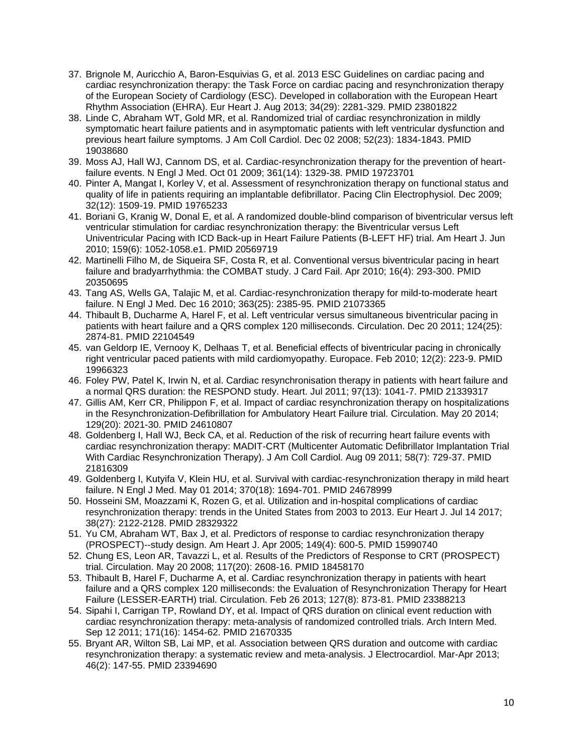37. Brignole M, Auricchio A, Baron-Esquivias G, et al. 2013 ESC Guidelines on cardiac pacing and cardiac resynchronization therapy: the Task Force on cardiac pacing and resynchronization therapy of the European Society of Cardiology (ESC). Developed in collaboration with the European Heart Rhythm Association (EHRA). Eur Heart J. Aug 2013; 34(29): 2281-329. PMID 23801822
38. Linde C, Abraham WT, Gold MR, et al. Randomized trial of cardiac resynchronization in mildly symptomatic heart failure patients and in asymptomatic patients with left ventricular dysfunction and previous heart failure symptoms. J Am Coll Cardiol. Dec 02 2008; 52(23): 1834-1843. PMID 19038680
39. Moss AJ, Hall WJ, Cannom DS, et al. Cardiac-resynchronization therapy for the prevention of heart-failure events. N Engl J Med. Oct 01 2009; 361(14): 1329-38. PMID 19723701
40. Pinter A, Mangat I, Korley V, et al. Assessment of resynchronization therapy on functional status and quality of life in patients requiring an implantable defibrillator. Pacing Clin Electrophysiol. Dec 2009; 32(12): 1509-19. PMID 19765233
41. Boriani G, Kranig W, Donal E, et al. A randomized double-blind comparison of biventricular versus left ventricular stimulation for cardiac resynchronization therapy: the Biventricular versus Left Univentricular Pacing with ICD Back-up in Heart Failure Patients (B-LEFT HF) trial. Am Heart J. Jun 2010; 159(6): 1052-1058.e1. PMID 20569719
42. Martinelli Filho M, de Siqueira SF, Costa R, et al. Conventional versus biventricular pacing in heart failure and bradyarrhythmia: the COMBAT study. J Card Fail. Apr 2010; 16(4): 293-300. PMID 20350695
43. Tang AS, Wells GA, Talajic M, et al. Cardiac-resynchronization therapy for mild-to-moderate heart failure. N Engl J Med. Dec 16 2010; 363(25): 2385-95. PMID 21073365
44. Thibault B, Ducharme A, Harel F, et al. Left ventricular versus simultaneous biventricular pacing in patients with heart failure and a QRS complex 120 milliseconds. Circulation. Dec 20 2011; 124(25): 2874-81. PMID 22104549
45. van Geldorp IE, Vernooy K, Delhaas T, et al. Beneficial effects of biventricular pacing in chronically right ventricular paced patients with mild cardiomyopathy. Europace. Feb 2010; 12(2): 223-9. PMID 19966323
46. Foley PW, Patel K, Irwin N, et al. Cardiac resynchronisation therapy in patients with heart failure and a normal QRS duration: the RESPOND study. Heart. Jul 2011; 97(13): 1041-7. PMID 21339317
47. Gillis AM, Kerr CR, Philippon F, et al. Impact of cardiac resynchronization therapy on hospitalizations in the Resynchronization-Defibrillation for Ambulatory Heart Failure trial. Circulation. May 20 2014; 129(20): 2021-30. PMID 24610807
48. Goldenberg I, Hall WJ, Beck CA, et al. Reduction of the risk of recurring heart failure events with cardiac resynchronization therapy: MADIT-CRT (Multicenter Automatic Defibrillator Implantation Trial With Cardiac Resynchronization Therapy). J Am Coll Cardiol. Aug 09 2011; 58(7): 729-37. PMID 21816309
49. Goldenberg I, Kutyifa V, Klein HU, et al. Survival with cardiac-resynchronization therapy in mild heart failure. N Engl J Med. May 01 2014; 370(18): 1694-701. PMID 24678999
50. Hosseini SM, Moazzami K, Rozen G, et al. Utilization and in-hospital complications of cardiac resynchronization therapy: trends in the United States from 2003 to 2013. Eur Heart J. Jul 14 2017; 38(27): 2122-2128. PMID 28329322
51. Yu CM, Abraham WT, Bax J, et al. Predictors of response to cardiac resynchronization therapy (PROSPECT)--study design. Am Heart J. Apr 2005; 149(4): 600-5. PMID 15990740
52. Chung ES, Leon AR, Tavazzi L, et al. Results of the Predictors of Response to CRT (PROSPECT) trial. Circulation. May 20 2008; 117(20): 2608-16. PMID 18458170
53. Thibault B, Harel F, Ducharme A, et al. Cardiac resynchronization therapy in patients with heart failure and a QRS complex 120 milliseconds: the Evaluation of Resynchronization Therapy for Heart Failure (LESSER-EARTH) trial. Circulation. Feb 26 2013; 127(8): 873-81. PMID 23388213
54. Sipahi I, Carrigan TP, Rowland DY, et al. Impact of QRS duration on clinical event reduction with cardiac resynchronization therapy: meta-analysis of randomized controlled trials. Arch Intern Med. Sep 12 2011; 171(16): 1454-62. PMID 21670335
55. Bryant AR, Wilton SB, Lai MP, et al. Association between QRS duration and outcome with cardiac resynchronization therapy: a systematic review and meta-analysis. J Electrocardiol. Mar-Apr 2013; 46(2): 147-55. PMID 23394690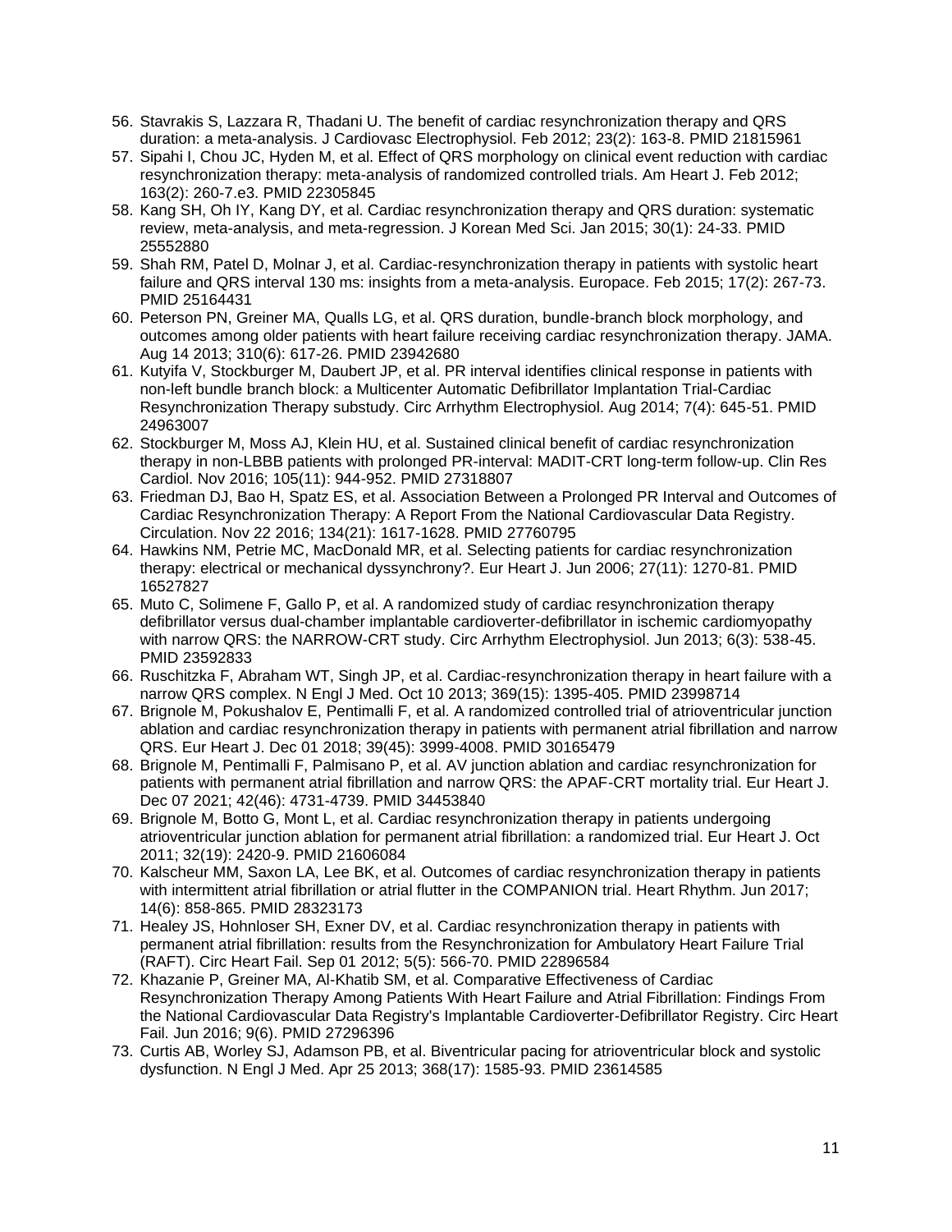56. Stavrakis S, Lazzara R, Thadani U. The benefit of cardiac resynchronization therapy and QRS duration: a meta-analysis. J Cardiovasc Electrophysiol. Feb 2012; 23(2): 163-8. PMID 21815961
57. Sipahi I, Chou JC, Hyden M, et al. Effect of QRS morphology on clinical event reduction with cardiac resynchronization therapy: meta-analysis of randomized controlled trials. Am Heart J. Feb 2012; 163(2): 260-7.e3. PMID 22305845
58. Kang SH, Oh IY, Kang DY, et al. Cardiac resynchronization therapy and QRS duration: systematic review, meta-analysis, and meta-regression. J Korean Med Sci. Jan 2015; 30(1): 24-33. PMID 25552880
59. Shah RM, Patel D, Molnar J, et al. Cardiac-resynchronization therapy in patients with systolic heart failure and QRS interval 130 ms: insights from a meta-analysis. Europace. Feb 2015; 17(2): 267-73. PMID 25164431
60. Peterson PN, Greiner MA, Qualls LG, et al. QRS duration, bundle-branch block morphology, and outcomes among older patients with heart failure receiving cardiac resynchronization therapy. JAMA. Aug 14 2013; 310(6): 617-26. PMID 23942680
61. Kutyifa V, Stockburger M, Daubert JP, et al. PR interval identifies clinical response in patients with non-left bundle branch block: a Multicenter Automatic Defibrillator Implantation Trial-Cardiac Resynchronization Therapy substudy. Circ Arrhythm Electrophysiol. Aug 2014; 7(4): 645-51. PMID 24963007
62. Stockburger M, Moss AJ, Klein HU, et al. Sustained clinical benefit of cardiac resynchronization therapy in non-LBBB patients with prolonged PR-interval: MADIT-CRT long-term follow-up. Clin Res Cardiol. Nov 2016; 105(11): 944-952. PMID 27318807
63. Friedman DJ, Bao H, Spatz ES, et al. Association Between a Prolonged PR Interval and Outcomes of Cardiac Resynchronization Therapy: A Report From the National Cardiovascular Data Registry. Circulation. Nov 22 2016; 134(21): 1617-1628. PMID 27760795
64. Hawkins NM, Petrie MC, MacDonald MR, et al. Selecting patients for cardiac resynchronization therapy: electrical or mechanical dyssynchrony?. Eur Heart J. Jun 2006; 27(11): 1270-81. PMID 16527827
65. Muto C, Solimene F, Gallo P, et al. A randomized study of cardiac resynchronization therapy defibrillator versus dual-chamber implantable cardioverter-defibrillator in ischemic cardiomyopathy with narrow QRS: the NARROW-CRT study. Circ Arrhythm Electrophysiol. Jun 2013; 6(3): 538-45. PMID 23592833
66. Ruschitzka F, Abraham WT, Singh JP, et al. Cardiac-resynchronization therapy in heart failure with a narrow QRS complex. N Engl J Med. Oct 10 2013; 369(15): 1395-405. PMID 23998714
67. Brignole M, Pokushalov E, Pentimalli F, et al. A randomized controlled trial of atrioventricular junction ablation and cardiac resynchronization therapy in patients with permanent atrial fibrillation and narrow QRS. Eur Heart J. Dec 01 2018; 39(45): 3999-4008. PMID 30165479
68. Brignole M, Pentimalli F, Palmisano P, et al. AV junction ablation and cardiac resynchronization for patients with permanent atrial fibrillation and narrow QRS: the APAF-CRT mortality trial. Eur Heart J. Dec 07 2021; 42(46): 4731-4739. PMID 34453840
69. Brignole M, Botto G, Mont L, et al. Cardiac resynchronization therapy in patients undergoing atrioventricular junction ablation for permanent atrial fibrillation: a randomized trial. Eur Heart J. Oct 2011; 32(19): 2420-9. PMID 21606084
70. Kalscheur MM, Saxon LA, Lee BK, et al. Outcomes of cardiac resynchronization therapy in patients with intermittent atrial fibrillation or atrial flutter in the COMPANION trial. Heart Rhythm. Jun 2017; 14(6): 858-865. PMID 28323173
71. Healey JS, Hohnloser SH, Exner DV, et al. Cardiac resynchronization therapy in patients with permanent atrial fibrillation: results from the Resynchronization for Ambulatory Heart Failure Trial (RAFT). Circ Heart Fail. Sep 01 2012; 5(5): 566-70. PMID 22896584
72. Khazanie P, Greiner MA, Al-Khatib SM, et al. Comparative Effectiveness of Cardiac Resynchronization Therapy Among Patients With Heart Failure and Atrial Fibrillation: Findings From the National Cardiovascular Data Registry's Implantable Cardioverter-Defibrillator Registry. Circ Heart Fail. Jun 2016; 9(6). PMID 27296396
73. Curtis AB, Worley SJ, Adamson PB, et al. Biventricular pacing for atrioventricular block and systolic dysfunction. N Engl J Med. Apr 25 2013; 368(17): 1585-93. PMID 23614585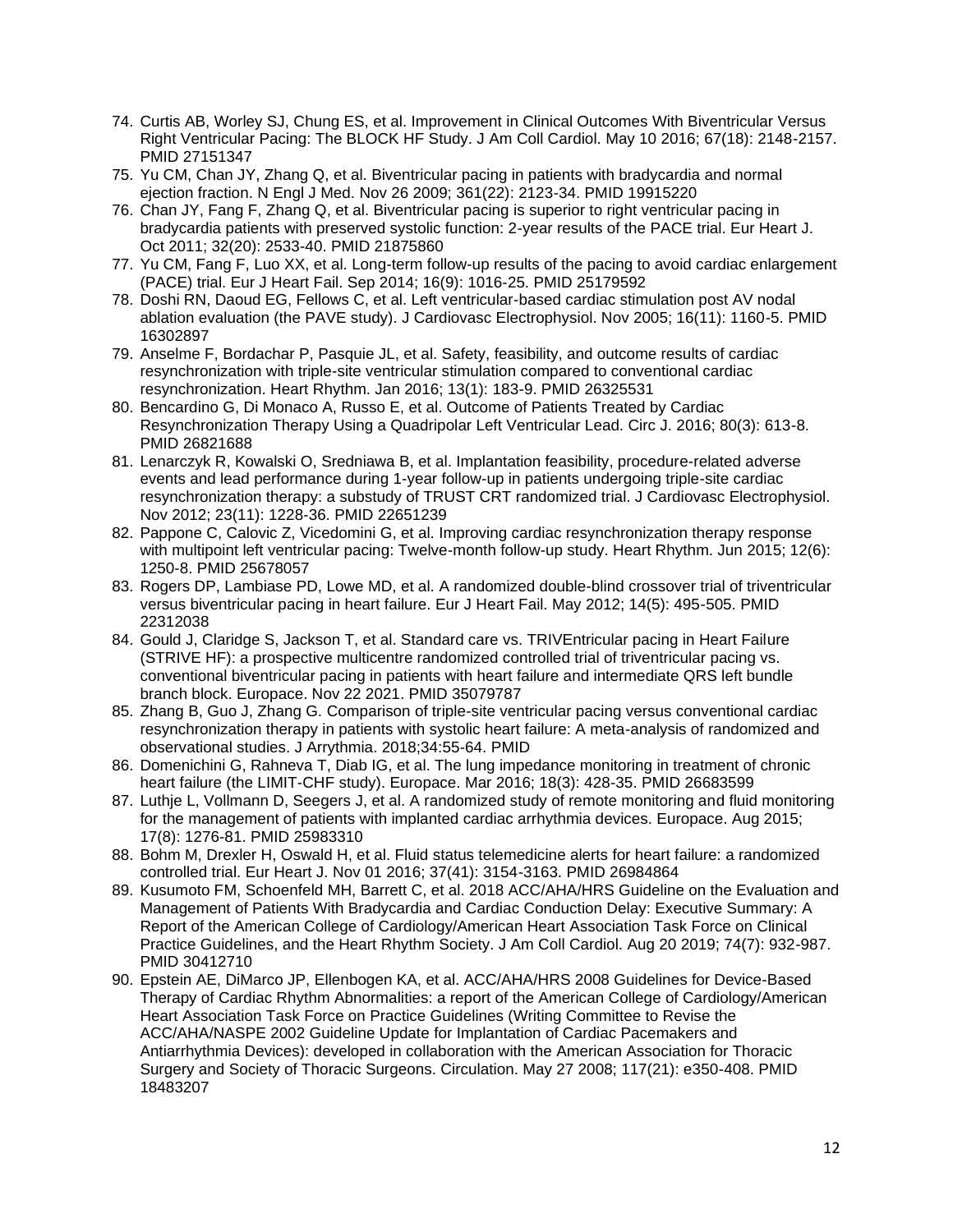74. Curtis AB, Worley SJ, Chung ES, et al. Improvement in Clinical Outcomes With Biventricular Versus Right Ventricular Pacing: The BLOCK HF Study. J Am Coll Cardiol. May 10 2016; 67(18): 2148-2157. PMID 27151347
75. Yu CM, Chan JY, Zhang Q, et al. Biventricular pacing in patients with bradycardia and normal ejection fraction. N Engl J Med. Nov 26 2009; 361(22): 2123-34. PMID 19915220
76. Chan JY, Fang F, Zhang Q, et al. Biventricular pacing is superior to right ventricular pacing in bradycardia patients with preserved systolic function: 2-year results of the PACE trial. Eur Heart J. Oct 2011; 32(20): 2533-40. PMID 21875860
77. Yu CM, Fang F, Luo XX, et al. Long-term follow-up results of the pacing to avoid cardiac enlargement (PACE) trial. Eur J Heart Fail. Sep 2014; 16(9): 1016-25. PMID 25179592
78. Doshi RN, Daoud EG, Fellows C, et al. Left ventricular-based cardiac stimulation post AV nodal ablation evaluation (the PAVE study). J Cardiovasc Electrophysiol. Nov 2005; 16(11): 1160-5. PMID 16302897
79. Anselme F, Bordachar P, Pasquie JL, et al. Safety, feasibility, and outcome results of cardiac resynchronization with triple-site ventricular stimulation compared to conventional cardiac resynchronization. Heart Rhythm. Jan 2016; 13(1): 183-9. PMID 26325531
80. Bencardino G, Di Monaco A, Russo E, et al. Outcome of Patients Treated by Cardiac Resynchronization Therapy Using a Quadripolar Left Ventricular Lead. Circ J. 2016; 80(3): 613-8. PMID 26821688
81. Lenarczyk R, Kowalski O, Sredniawa B, et al. Implantation feasibility, procedure-related adverse events and lead performance during 1-year follow-up in patients undergoing triple-site cardiac resynchronization therapy: a substudy of TRUST CRT randomized trial. J Cardiovasc Electrophysiol. Nov 2012; 23(11): 1228-36. PMID 22651239
82. Pappone C, Calovic Z, Vicedomini G, et al. Improving cardiac resynchronization therapy response with multipoint left ventricular pacing: Twelve-month follow-up study. Heart Rhythm. Jun 2015; 12(6): 1250-8. PMID 25678057
83. Rogers DP, Lambiase PD, Lowe MD, et al. A randomized double-blind crossover trial of triventricular versus biventricular pacing in heart failure. Eur J Heart Fail. May 2012; 14(5): 495-505. PMID 22312038
84. Gould J, Claridge S, Jackson T, et al. Standard care vs. TRIVEntricular pacing in Heart Failure (STRIVE HF): a prospective multicentre randomized controlled trial of triventricular pacing vs. conventional biventricular pacing in patients with heart failure and intermediate QRS left bundle branch block. Europace. Nov 22 2021. PMID 35079787
85. Zhang B, Guo J, Zhang G. Comparison of triple-site ventricular pacing versus conventional cardiac resynchronization therapy in patients with systolic heart failure: A meta-analysis of randomized and observational studies. J Arrythmia. 2018;34:55-64. PMID
86. Domenichini G, Rahneva T, Diab IG, et al. The lung impedance monitoring in treatment of chronic heart failure (the LIMIT-CHF study). Europace. Mar 2016; 18(3): 428-35. PMID 26683599
87. Luthje L, Vollmann D, Seegers J, et al. A randomized study of remote monitoring and fluid monitoring for the management of patients with implanted cardiac arrhythmia devices. Europace. Aug 2015; 17(8): 1276-81. PMID 25983310
88. Bohm M, Drexler H, Oswald H, et al. Fluid status telemedicine alerts for heart failure: a randomized controlled trial. Eur Heart J. Nov 01 2016; 37(41): 3154-3163. PMID 26984864
89. Kusumoto FM, Schoenfeld MH, Barrett C, et al. 2018 ACC/AHA/HRS Guideline on the Evaluation and Management of Patients With Bradycardia and Cardiac Conduction Delay: Executive Summary: A Report of the American College of Cardiology/American Heart Association Task Force on Clinical Practice Guidelines, and the Heart Rhythm Society. J Am Coll Cardiol. Aug 20 2019; 74(7): 932-987. PMID 30412710
90. Epstein AE, DiMarco JP, Ellenbogen KA, et al. ACC/AHA/HRS 2008 Guidelines for Device-Based Therapy of Cardiac Rhythm Abnormalities: a report of the American College of Cardiology/American Heart Association Task Force on Practice Guidelines (Writing Committee to Revise the ACC/AHA/NASPE 2002 Guideline Update for Implantation of Cardiac Pacemakers and Antiarrhythmia Devices): developed in collaboration with the American Association for Thoracic Surgery and Society of Thoracic Surgeons. Circulation. May 27 2008; 117(21): e350-408. PMID 18483207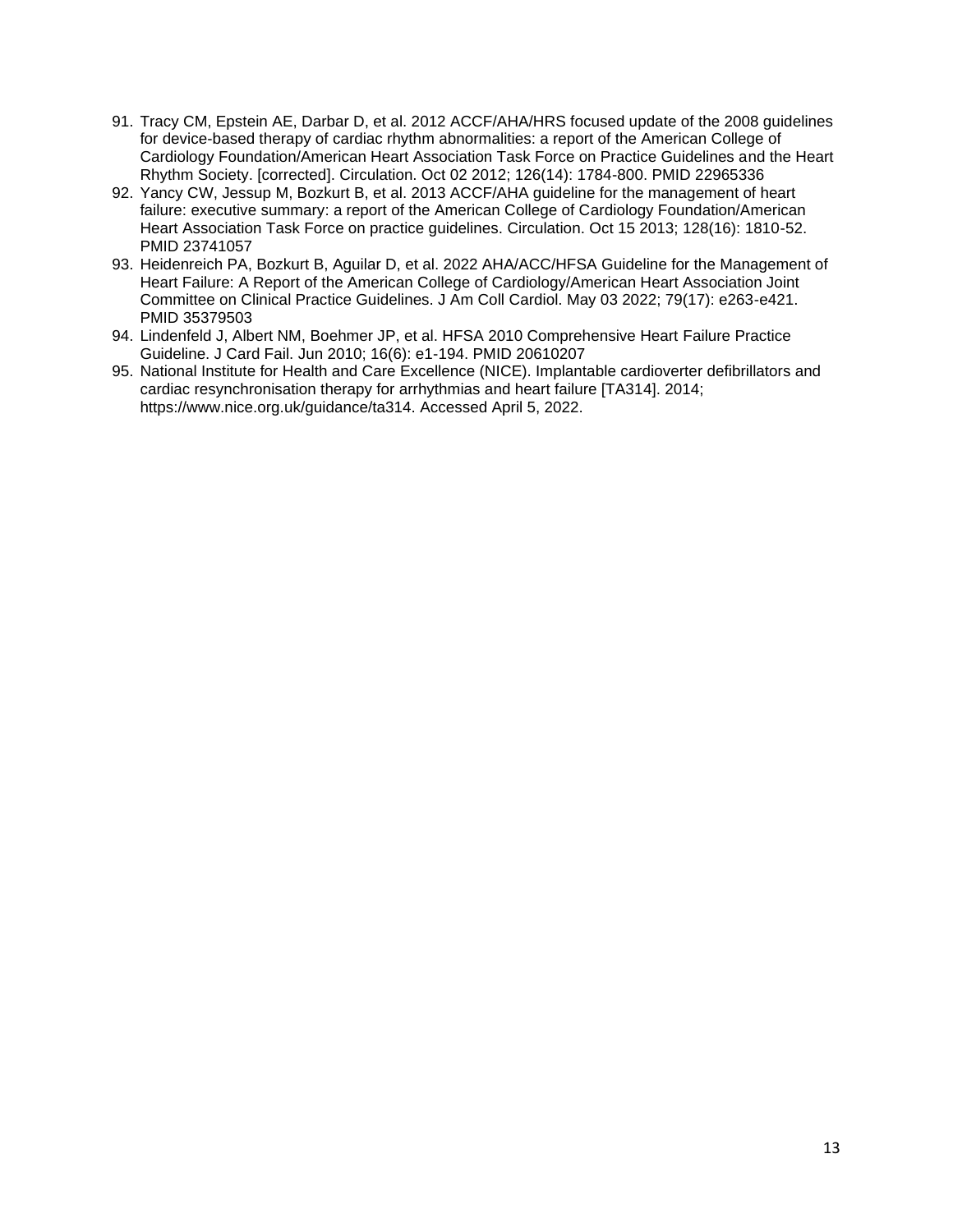91. Tracy CM, Epstein AE, Darbar D, et al. 2012 ACCF/AHA/HRS focused update of the 2008 guidelines for device-based therapy of cardiac rhythm abnormalities: a report of the American College of Cardiology Foundation/American Heart Association Task Force on Practice Guidelines and the Heart Rhythm Society. [corrected]. Circulation. Oct 02 2012; 126(14): 1784-800. PMID 22965336
92. Yancy CW, Jessup M, Bozkurt B, et al. 2013 ACCF/AHA guideline for the management of heart failure: executive summary: a report of the American College of Cardiology Foundation/American Heart Association Task Force on practice guidelines. Circulation. Oct 15 2013; 128(16): 1810-52. PMID 23741057
93. Heidenreich PA, Bozkurt B, Aguilar D, et al. 2022 AHA/ACC/HFSA Guideline for the Management of Heart Failure: A Report of the American College of Cardiology/American Heart Association Joint Committee on Clinical Practice Guidelines. J Am Coll Cardiol. May 03 2022; 79(17): e263-e421. PMID 35379503
94. Lindenfeld J, Albert NM, Boehmer JP, et al. HFSA 2010 Comprehensive Heart Failure Practice Guideline. J Card Fail. Jun 2010; 16(6): e1-194. PMID 20610207
95. National Institute for Health and Care Excellence (NICE). Implantable cardioverter defibrillators and cardiac resynchronisation therapy for arrhythmias and heart failure [TA314]. 2014; https://www.nice.org.uk/guidance/ta314. Accessed April 5, 2022.